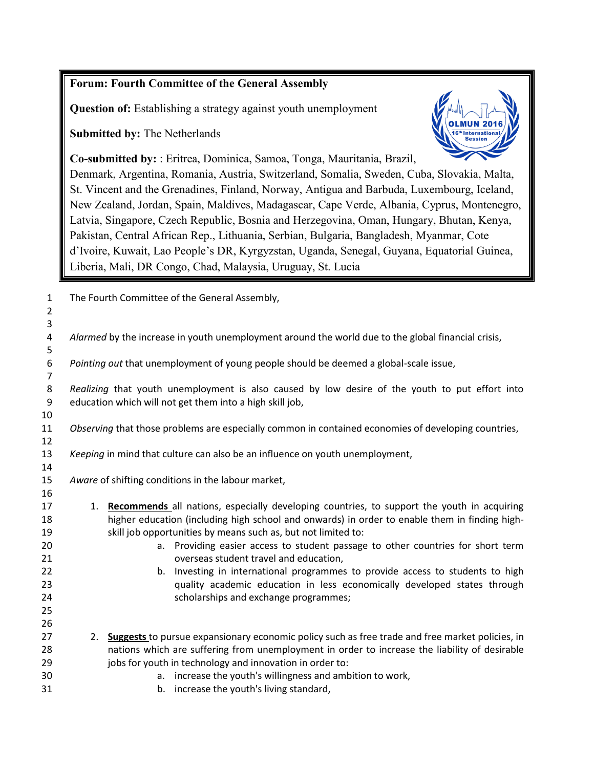**Forum: Fourth Committee of the General Assembly**

**Question of:** Establishing a strategy against youth unemployment

**Submitted by:** The Netherlands

**Co-submitted by:** : Eritrea, Dominica, Samoa, Tonga, Mauritania, Brazil, Denmark, Argentina, Romania, Austria, Switzerland, Somalia, Sweden, Cuba, Slovakia, Malta, St. Vincent and the Grenadines, Finland, Norway, Antigua and Barbuda, Luxembourg, Iceland, New Zealand, Jordan, Spain, Maldives, Madagascar, Cape Verde, Albania, Cyprus, Montenegro, Latvia, Singapore, Czech Republic, Bosnia and Herzegovina, Oman, Hungary, Bhutan, Kenya, Pakistan, Central African Rep., Lithuania, Serbian, Bulgaria, Bangladesh, Myanmar, Cote d'Ivoire, Kuwait, Lao People's DR, Kyrgyzstan, Uganda, Senegal, Guyana, Equatorial Guinea, Liberia, Mali, DR Congo, Chad, Malaysia, Uruguay, St. Lucia

The Fourth Committee of the General Assembly,

*Alarmed* by the increase in youth unemployment around the world due to the global financial crisis,

*Pointing out* that unemployment of young people should be deemed a global-scale issue,

*Realizing* that youth unemployment is also caused by low desire of the youth to put effort into education which will not get them into a high skill job,

*Observing* that those problems are especially common in contained economies of developing countries,

*Keeping* in mind that culture can also be an influence on youth unemployment,

*Aware* of shifting conditions in the labour market,

1. **Recommends** all nations, especially developing countries, to support the youth in acquiring higher education (including high school and onwards) in order to enable them in finding high-skill job opportunities by means such as, but not limited to:
    a. Providing easier access to student passage to other countries for short term overseas student travel and education,
    b. Investing in international programmes to provide access to students to high quality academic education in less economically developed states through scholarships and exchange programmes;

2. **Suggests** to pursue expansionary economic policy such as free trade and free market policies, in nations which are suffering from unemployment in order to increase the liability of desirable jobs for youth in technology and innovation in order to:
    a. increase the youth's willingness and ambition to work,
    b. increase the youth's living standard,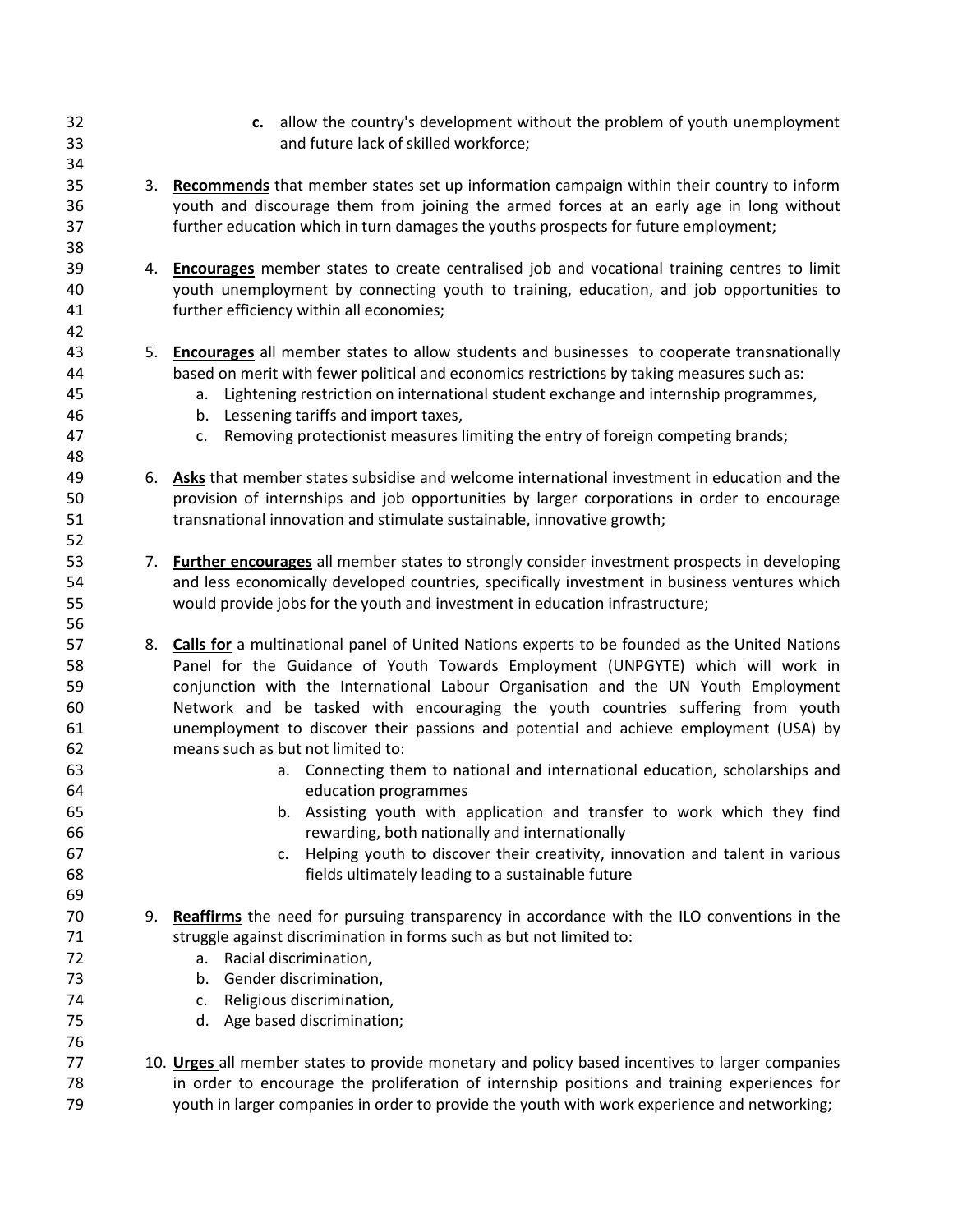c. allow the country's development without the problem of youth unemployment and future lack of skilled workforce;

3. **Recommends** that member states set up information campaign within their country to inform youth and discourage them from joining the armed forces at an early age in long without further education which in turn damages the youths prospects for future employment;

4. **Encourages** member states to create centralised job and vocational training centres to limit youth unemployment by connecting youth to training, education, and job opportunities to further efficiency within all economies;

5. **Encourages** all member states to allow students and businesses to cooperate transnationally based on merit with fewer political and economics restrictions by taking measures such as:
   a. Lightening restriction on international student exchange and internship programmes,
   b. Lessening tariffs and import taxes,
   c. Removing protectionist measures limiting the entry of foreign competing brands;

6. **Asks** that member states subsidise and welcome international investment in education and the provision of internships and job opportunities by larger corporations in order to encourage transnational innovation and stimulate sustainable, innovative growth;

7. **Further encourages** all member states to strongly consider investment prospects in developing and less economically developed countries, specifically investment in business ventures which would provide jobs for the youth and investment in education infrastructure;

8. **Calls for** a multinational panel of United Nations experts to be founded as the United Nations Panel for the Guidance of Youth Towards Employment (UNPGYTE) which will work in conjunction with the International Labour Organisation and the UN Youth Employment Network and be tasked with encouraging the youth countries suffering from youth unemployment to discover their passions and potential and achieve employment (USA) by means such as but not limited to:
   a. Connecting them to national and international education, scholarships and education programmes
   b. Assisting youth with application and transfer to work which they find rewarding, both nationally and internationally
   c. Helping youth to discover their creativity, innovation and talent in various fields ultimately leading to a sustainable future

9. **Reaffirms** the need for pursuing transparency in accordance with the ILO conventions in the struggle against discrimination in forms such as but not limited to:
   a. Racial discrimination,
   b. Gender discrimination,
   c. Religious discrimination,
   d. Age based discrimination;

10. **Urges** all member states to provide monetary and policy based incentives to larger companies in order to encourage the proliferation of internship positions and training experiences for youth in larger companies in order to provide the youth with work experience and networking;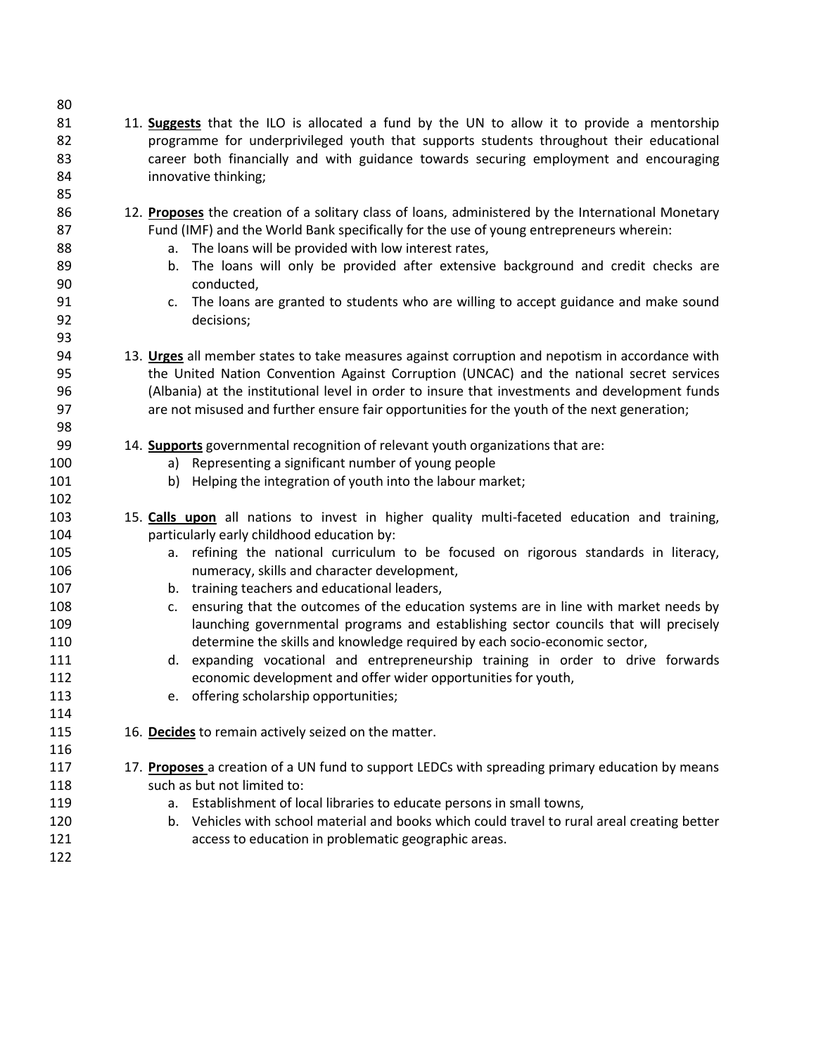11. <u>**Suggests**</u> that the ILO is allocated a fund by the UN to allow it to provide a mentorship programme for underprivileged youth that supports students throughout their educational career both financially and with guidance towards securing employment and encouraging innovative thinking;

12. <u>**Proposes**</u> the creation of a solitary class of loans, administered by the International Monetary Fund (IMF) and the World Bank specifically for the use of young entrepreneurs wherein:
    a. The loans will be provided with low interest rates,
    b. The loans will only be provided after extensive background and credit checks are conducted,
    c. The loans are granted to students who are willing to accept guidance and make sound decisions;

13. <u>**Urges**</u> all member states to take measures against corruption and nepotism in accordance with the United Nation Convention Against Corruption (UNCAC) and the national secret services (Albania) at the institutional level in order to insure that investments and development funds are not misused and further ensure fair opportunities for the youth of the next generation;

14. <u>**Supports**</u> governmental recognition of relevant youth organizations that are:
    a) Representing a significant number of young people
    b) Helping the integration of youth into the labour market;

15. <u>**Calls upon**</u> all nations to invest in higher quality multi-faceted education and training, particularly early childhood education by:
    a. refining the national curriculum to be focused on rigorous standards in literacy, numeracy, skills and character development,
    b. training teachers and educational leaders,
    c. ensuring that the outcomes of the education systems are in line with market needs by launching governmental programs and establishing sector councils that will precisely determine the skills and knowledge required by each socio-economic sector,
    d. expanding vocational and entrepreneurship training in order to drive forwards economic development and offer wider opportunities for youth,
    e. offering scholarship opportunities;

16. <u>**Decides**</u> to remain actively seized on the matter.

17. <u>**Proposes**</u> a creation of a UN fund to support LEDCs with spreading primary education by means such as but not limited to:
    a. Establishment of local libraries to educate persons in small towns,
    b. Vehicles with school material and books which could travel to rural areal creating better access to education in problematic geographic areas.